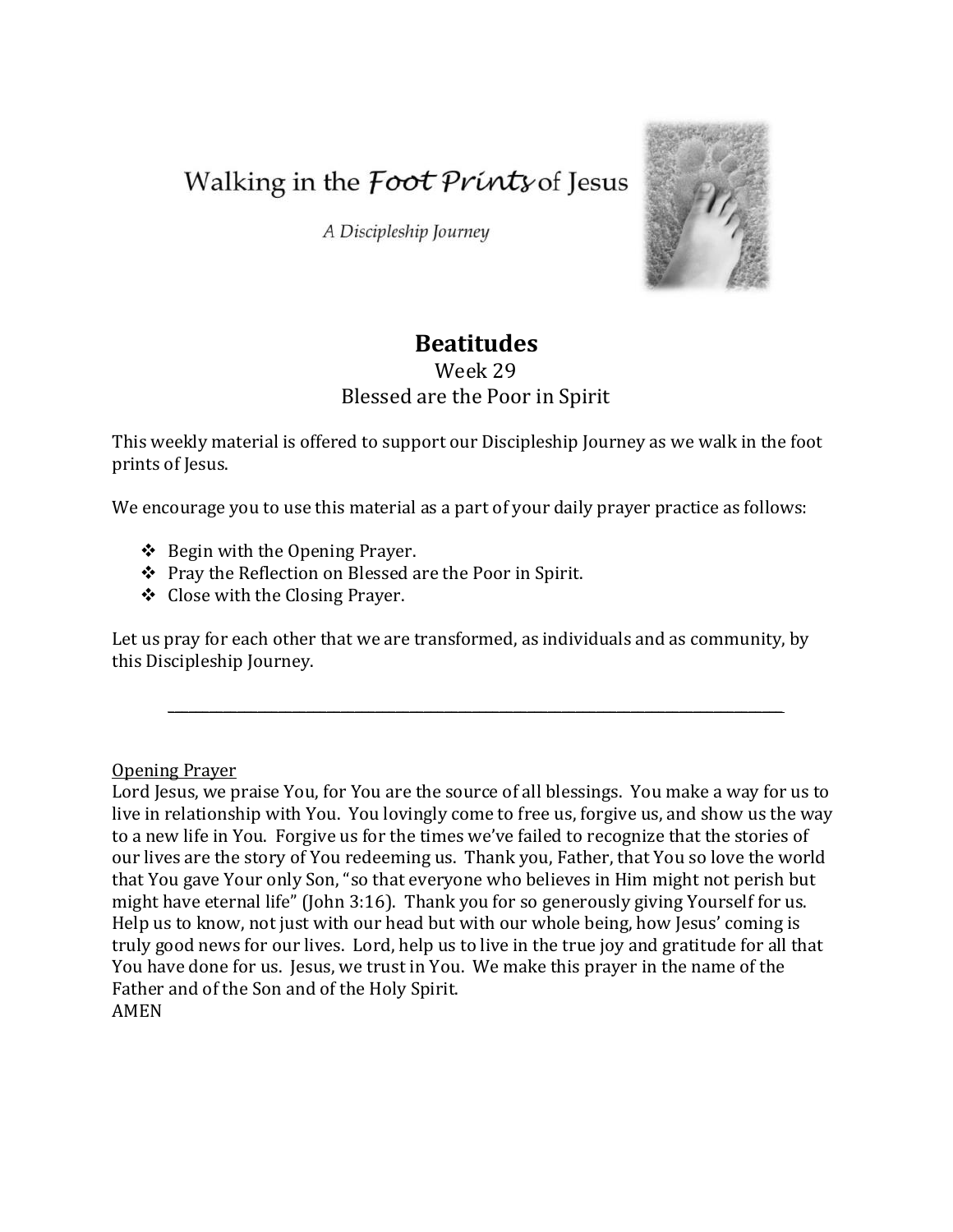Walking in the *Foot Prints* of Jesus

*A Discipleship Journey*

# Beatitudes

Week 29

Blessed are the Poor in Spirit

This weekly material is offered to support our Discipleship Journey as we walk in the foot prints of Jesus.

We encourage you to use this material as a part of your daily prayer practice as follows:

- Begin with the Opening Prayer.
- Pray the Reflection on Blessed are the Poor in Spirit.
- Close with the Closing Prayer.

Let us pray for each other that we are transformed, as individuals and as community, by this Discipleship Journey.

---

Opening Prayer

Lord Jesus, we praise You, for You are the source of all blessings. You make a way for us to live in relationship with You. You lovingly come to free us, forgive us, and show us the way to a new life in You. Forgive us for the times we've failed to recognize that the stories of our lives are the story of You redeeming us. Thank you, Father, that You so love the world that You gave Your only Son, "so that everyone who believes in Him might not perish but might have eternal life" (John 3:16). Thank you for so generously giving Yourself for us. Help us to know, not just with our head but with our whole being, how Jesus' coming is truly good news for our lives. Lord, help us to live in the true joy and gratitude for all that You have done for us. Jesus, we trust in You. We make this prayer in the name of the Father and of the Son and of the Holy Spirit.
AMEN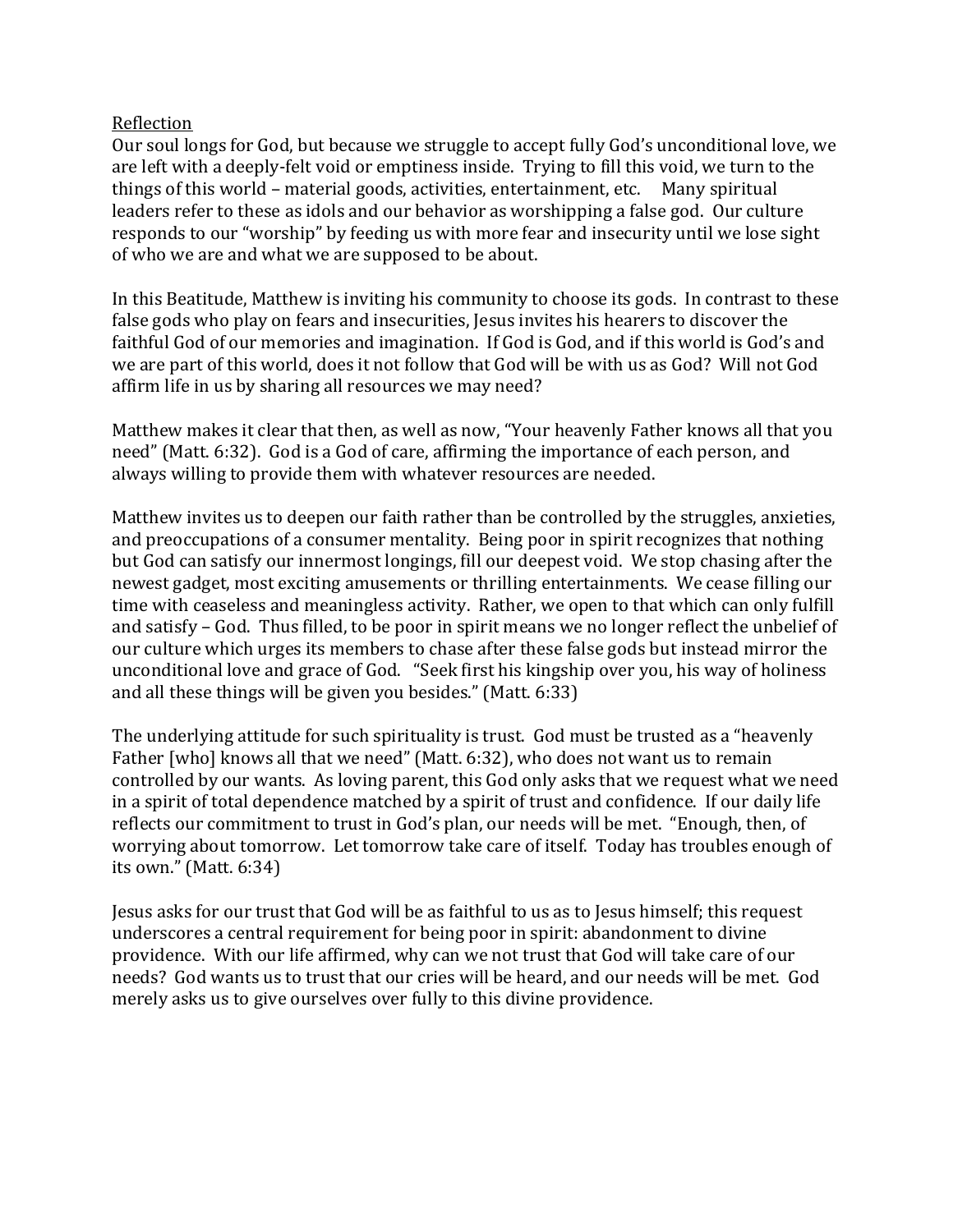<u>Reflection</u>

Our soul longs for God, but because we struggle to accept fully God's unconditional love, we are left with a deeply-felt void or emptiness inside. Trying to fill this void, we turn to the things of this world – material goods, activities, entertainment, etc. Many spiritual leaders refer to these as idols and our behavior as worshipping a false god. Our culture responds to our "worship" by feeding us with more fear and insecurity until we lose sight of who we are and what we are supposed to be about.

In this Beatitude, Matthew is inviting his community to choose its gods. In contrast to these false gods who play on fears and insecurities, Jesus invites his hearers to discover the faithful God of our memories and imagination. If God is God, and if this world is God's and we are part of this world, does it not follow that God will be with us as God? Will not God affirm life in us by sharing all resources we may need?

Matthew makes it clear that then, as well as now, "Your heavenly Father knows all that you need" (Matt. 6:32). God is a God of care, affirming the importance of each person, and always willing to provide them with whatever resources are needed.

Matthew invites us to deepen our faith rather than be controlled by the struggles, anxieties, and preoccupations of a consumer mentality. Being poor in spirit recognizes that nothing but God can satisfy our innermost longings, fill our deepest void. We stop chasing after the newest gadget, most exciting amusements or thrilling entertainments. We cease filling our time with ceaseless and meaningless activity. Rather, we open to that which can only fulfill and satisfy – God. Thus filled, to be poor in spirit means we no longer reflect the unbelief of our culture which urges its members to chase after these false gods but instead mirror the unconditional love and grace of God. "Seek first his kingship over you, his way of holiness and all these things will be given you besides." (Matt. 6:33)

The underlying attitude for such spirituality is trust. God must be trusted as a "heavenly Father [who] knows all that we need" (Matt. 6:32), who does not want us to remain controlled by our wants. As loving parent, this God only asks that we request what we need in a spirit of total dependence matched by a spirit of trust and confidence. If our daily life reflects our commitment to trust in God's plan, our needs will be met. "Enough, then, of worrying about tomorrow. Let tomorrow take care of itself. Today has troubles enough of its own." (Matt. 6:34)

Jesus asks for our trust that God will be as faithful to us as to Jesus himself; this request underscores a central requirement for being poor in spirit: abandonment to divine providence. With our life affirmed, why can we not trust that God will take care of our needs? God wants us to trust that our cries will be heard, and our needs will be met. God merely asks us to give ourselves over fully to this divine providence.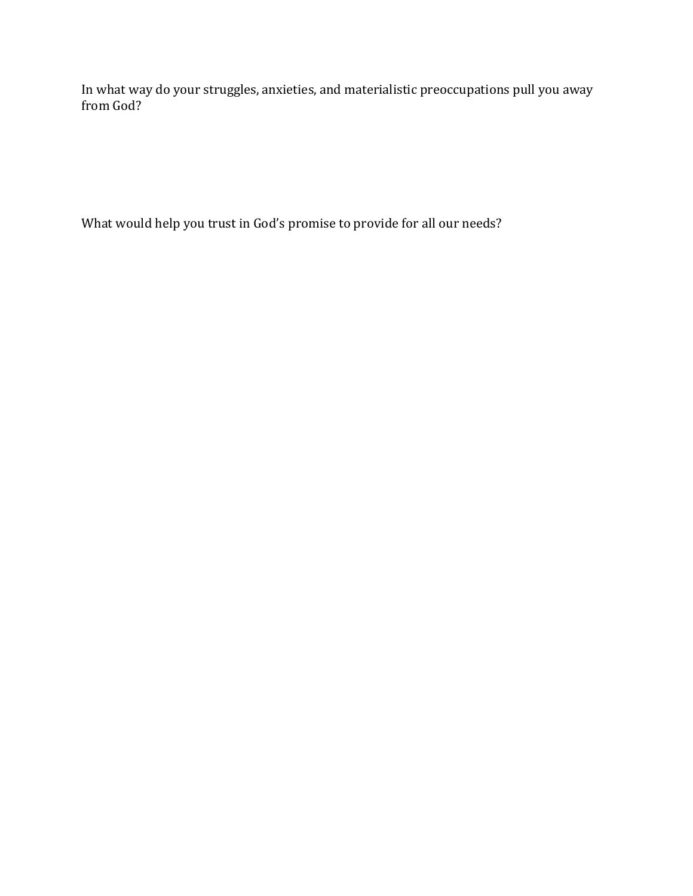In what way do your struggles, anxieties, and materialistic preoccupations pull you away from God?

What would help you trust in God's promise to provide for all our needs?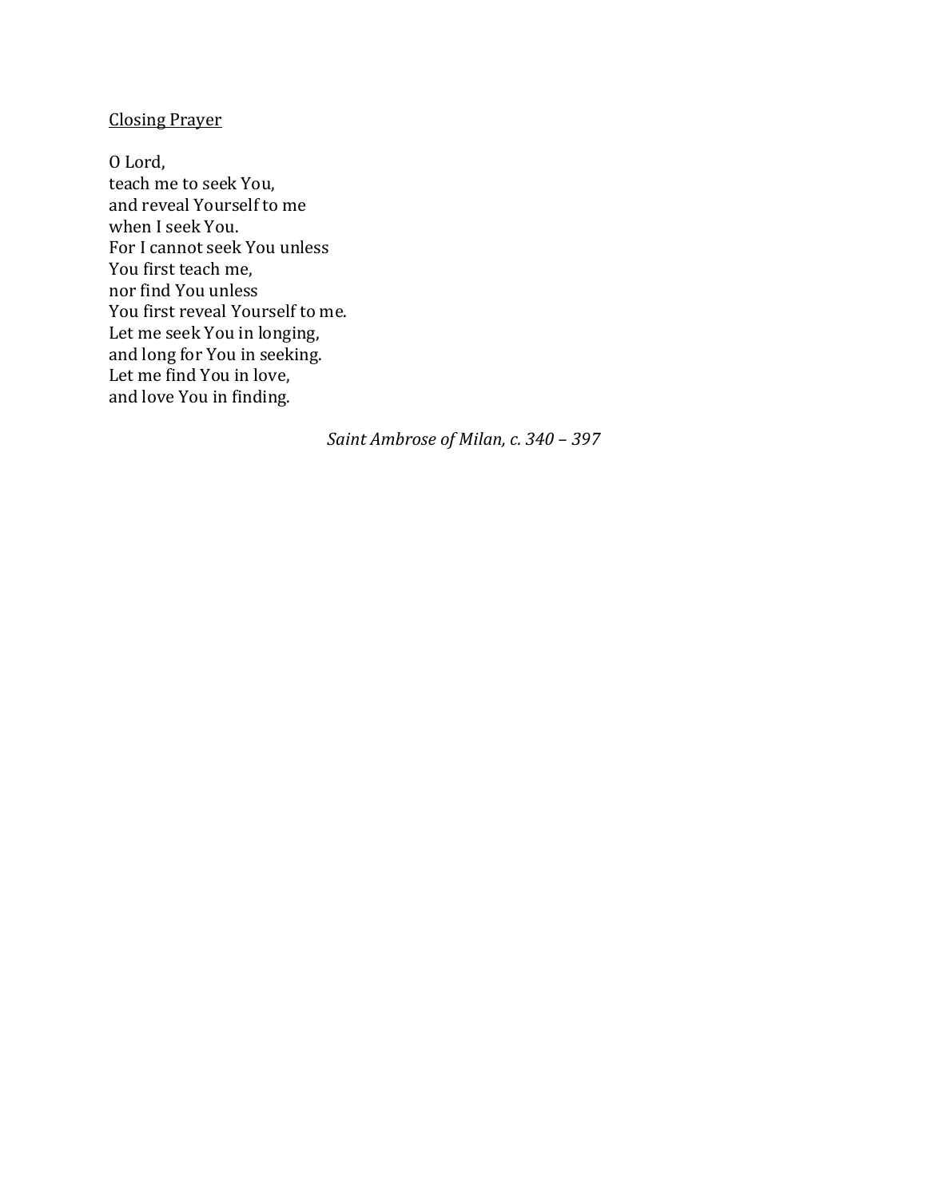<u>Closing Prayer</u>

O Lord,  
teach me to seek You,  
and reveal Yourself to me  
when I seek You.  
For I cannot seek You unless  
You first teach me,  
nor find You unless  
You first reveal Yourself to me.  
Let me seek You in longing,  
and long for You in seeking.  
Let me find You in love,  
and love You in finding.

*Saint Ambrose of Milan, c. 340 – 397*